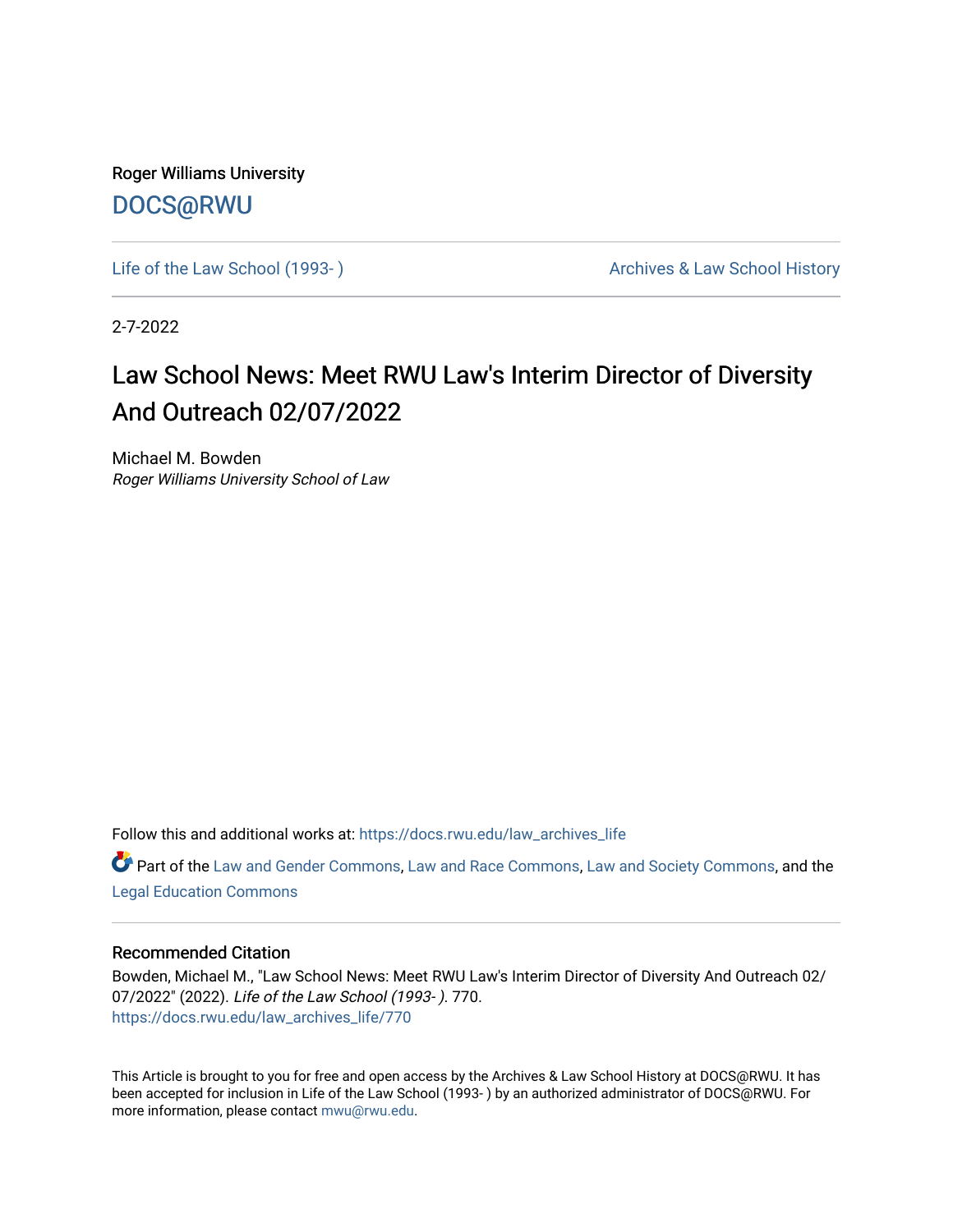Roger Williams University

DOCS@RWU

Life of the Law School (1993- )

Archives & Law School History

2-7-2022

# Law School News: Meet RWU Law's Interim Director of Diversity And Outreach 02/07/2022

Michael M. Bowden

*Roger Williams University School of Law*

Follow this and additional works at: https://docs.rwu.edu/law_archives_life

Part of the Law and Gender Commons, Law and Race Commons, Law and Society Commons, and the Legal Education Commons

## Recommended Citation

Bowden, Michael M., "Law School News: Meet RWU Law's Interim Director of Diversity And Outreach 02/07/2022" (2022). *Life of the Law School (1993- )*. 770.
https://docs.rwu.edu/law_archives_life/770

This Article is brought to you for free and open access by the Archives & Law School History at DOCS@RWU. It has been accepted for inclusion in Life of the Law School (1993- ) by an authorized administrator of DOCS@RWU. For more information, please contact mwu@rwu.edu.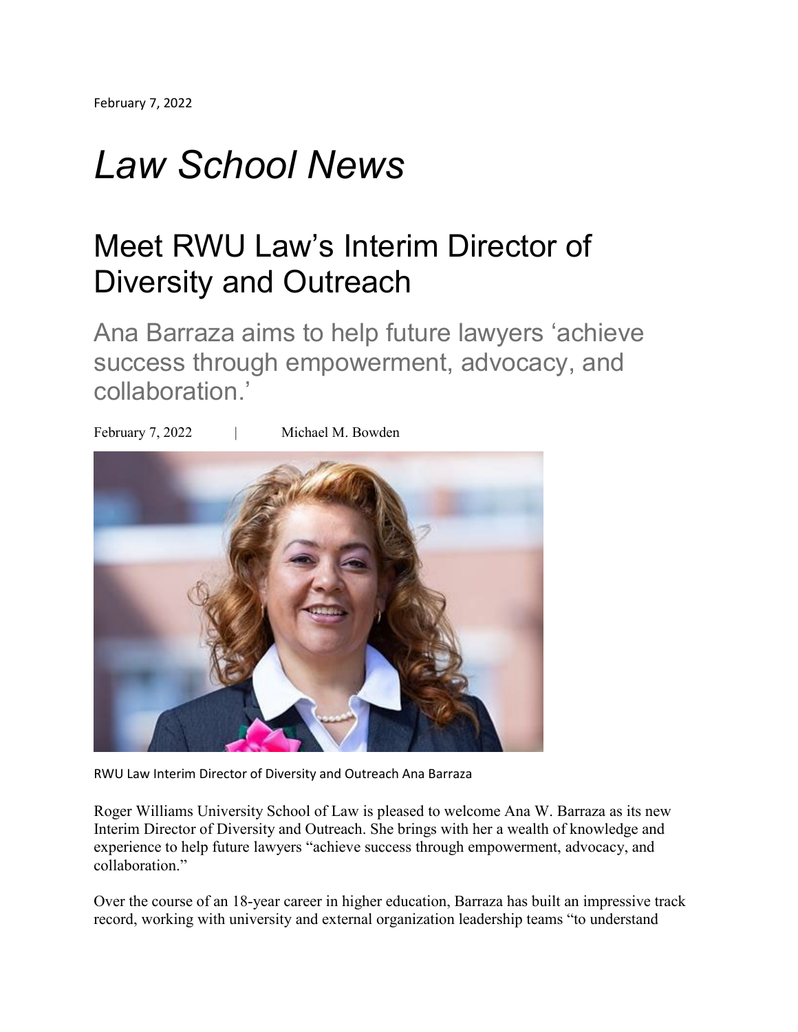February 7, 2022

# *Law School News*

## Meet RWU Law's Interim Director of Diversity and Outreach

### Ana Barraza aims to help future lawyers 'achieve success through empowerment, advocacy, and collaboration.'

February 7, 2022 | Michael M. Bowden

RWU Law Interim Director of Diversity and Outreach Ana Barraza

Roger Williams University School of Law is pleased to welcome Ana W. Barraza as its new Interim Director of Diversity and Outreach. She brings with her a wealth of knowledge and experience to help future lawyers "achieve success through empowerment, advocacy, and collaboration."

Over the course of an 18-year career in higher education, Barraza has built an impressive track record, working with university and external organization leadership teams "to understand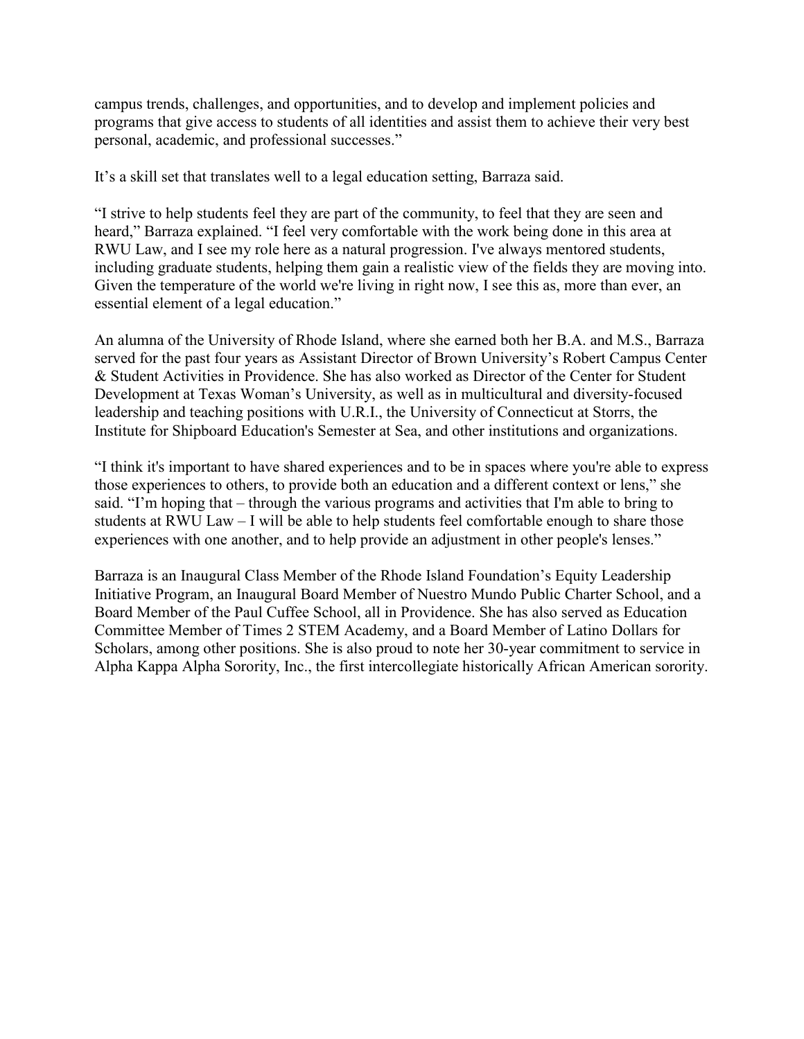campus trends, challenges, and opportunities, and to develop and implement policies and programs that give access to students of all identities and assist them to achieve their very best personal, academic, and professional successes."

It's a skill set that translates well to a legal education setting, Barraza said.

"I strive to help students feel they are part of the community, to feel that they are seen and heard," Barraza explained. "I feel very comfortable with the work being done in this area at RWU Law, and I see my role here as a natural progression. I've always mentored students, including graduate students, helping them gain a realistic view of the fields they are moving into. Given the temperature of the world we're living in right now, I see this as, more than ever, an essential element of a legal education."

An alumna of the University of Rhode Island, where she earned both her B.A. and M.S., Barraza served for the past four years as Assistant Director of Brown University's Robert Campus Center & Student Activities in Providence. She has also worked as Director of the Center for Student Development at Texas Woman's University, as well as in multicultural and diversity-focused leadership and teaching positions with U.R.I., the University of Connecticut at Storrs, the Institute for Shipboard Education's Semester at Sea, and other institutions and organizations.

"I think it's important to have shared experiences and to be in spaces where you're able to express those experiences to others, to provide both an education and a different context or lens," she said. "I'm hoping that – through the various programs and activities that I'm able to bring to students at RWU Law – I will be able to help students feel comfortable enough to share those experiences with one another, and to help provide an adjustment in other people's lenses."

Barraza is an Inaugural Class Member of the Rhode Island Foundation's Equity Leadership Initiative Program, an Inaugural Board Member of Nuestro Mundo Public Charter School, and a Board Member of the Paul Cuffee School, all in Providence. She has also served as Education Committee Member of Times 2 STEM Academy, and a Board Member of Latino Dollars for Scholars, among other positions. She is also proud to note her 30-year commitment to service in Alpha Kappa Alpha Sorority, Inc., the first intercollegiate historically African American sorority.